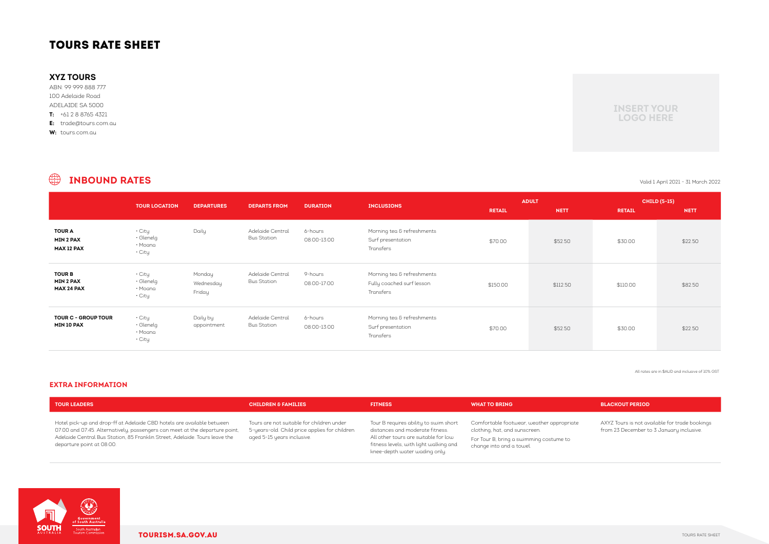# TOURS RATE SHEET

## XYZ TOURS

ABN: 99 999 888 777
100 Adelaide Road
ADELAIDE SA 5000
**T:** +61 2 8 8765 4321
**E:** trade@tours.com.au
**W:** tours.com.au

INSERT YOUR LOGO HERE

## INBOUND RATES

Valid 1 April 2021 - 31 March 2022

| | TOUR LOCATION | DEPARTURES | DEPARTS FROM | DURATION | INCLUSIONS | ADULT | | CHILD (5-15) | |
|---|---|---|---|---|---|---|---|---|---|
| | | | | | | RETAIL | NETT | RETAIL | NETT |
| **TOUR A** **MIN 2 PAX** **MAX 12 PAX** | • City • Glenelg • Moana • City | Daily | Adelaide Central Bus Station | 6-hours 08:00-13:00 | Morning tea & refreshments Surf presentation Transfers | $70.00 | $52.50 | $30.00 | $22.50 |
| **TOUR B** **MIN 2 PAX** **MAX 24 PAX** | • City • Glenelg • Moana • City | Monday Wednesday Friday | Adelaide Central Bus Station | 9-hours 08:00-17:00 | Morning tea & refreshments Fully coached surf lesson Transfers | $150.00 | $112.50 | $110.00 | $82.50 |
| **TOUR C - GROUP TOUR** **MIN 10 PAX** | • City • Glenelg • Moana • City | Daily by appointment | Adelaide Central Bus Station | 6-hours 08:00-13:00 | Morning tea & refreshments Surf presentation Transfers | $70.00 | $52.50 | $30.00 | $22.50 |

All rates are in $AUD and inclusive of 10% GST

### EXTRA INFORMATION

| TOUR LEADERS | CHILDREN & FAMILIES | FITNESS | WHAT TO BRING | BLACKOUT PERIOD |
|---|---|---|---|---|
| Hotel pick-up and drop-ff at Adelaide CBD hotels are available between 07:00 and 07:45. Alternatively, passengers can meet at the departure point, Adelaide Central Bus Station, 85 Franklin Street, Adelaide. Tours leave the departure point at 08:00. | Tours are not suitable for children under 5-years-old. Child price applies for children aged 5-15 years inclusive. | Tour B requires ability to swim short distances and moderate fitness. All other tours are suitable for low fitness levels, with light walking and knee-depth water wading only. | Comfortable footwear, weather appropriate clothing, hat, and sunscreen. For Tour B, bring a swimming costume to change into and a towel. | AXYZ Tours is not available for trade bookings from 23 December to 3 January inclusive. |

TOURISM.SA.GOV.AU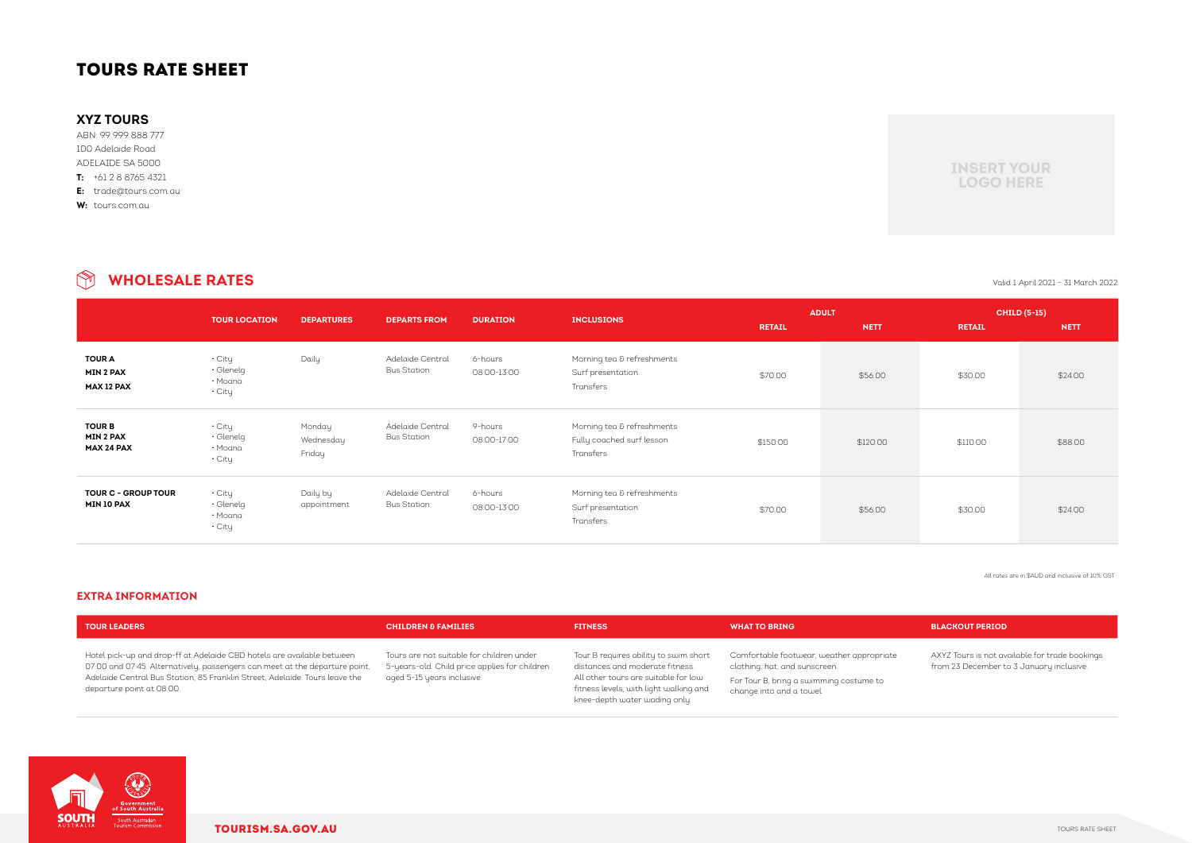# TOURS RATE SHEET

**XYZ TOURS**

ABN: 99 999 888 777
100 Adelaide Road
ADELAIDE SA 5000
**T:** +61 2 8765 4321
**E:** trade@tours.com.au
**W:** tours.com.au

INSERT YOUR LOGO HERE

## WHOLESALE RATES

Valid 1 April 2021 - 31 March 2022

| | TOUR LOCATION | DEPARTURES | DEPARTS FROM | DURATION | INCLUSIONS | ADULT | | CHILD (5-15) | |
|---|---|---|---|---|---|---|---|---|---|
| | | | | | | RETAIL | NETT | RETAIL | NETT |
| **TOUR A MIN 2 PAX MAX 12 PAX** | • City • Glenelg • Moana • City | Daily | Adelaide Central Bus Station | 6-hours 08:00-13:00 | Morning tea & refreshments Surf presentation Transfers | $70.00 | $56.00 | $30.00 | $24.00 |
| **TOUR B MIN 2 PAX MAX 24 PAX** | • City • Glenelg • Moana • City | Monday Wednesday Friday | Adelaide Central Bus Station | 9-hours 08:00-17:00 | Morning tea & refreshments Fully coached surf lesson Transfers | $150.00 | $120.00 | $110.00 | $88.00 |
| **TOUR C - GROUP TOUR MIN 10 PAX** | • City • Glenelg • Moana • City | Daily by appointment | Adelaide Central Bus Station | 6-hours 08:00-13:00 | Morning tea & refreshments Surf presentation Transfers | $70.00 | $56.00 | $30.00 | $24.00 |

All rates are in $AUD and inclusive of 10% GST

## EXTRA INFORMATION

| TOUR LEADERS | CHILDREN & FAMILIES | FITNESS | WHAT TO BRING | BLACKOUT PERIOD |
|---|---|---|---|---|
| Hotel pick-up and drop-ff at Adelaide CBD hotels are available between 07:00 and 07:45. Alternatively, passengers can meet at the departure point, Adelaide Central Bus Station, 85 Franklin Street, Adelaide. Tours leave the departure point at 08:00. | Tours are not suitable for children under 5-years-old. Child price applies for children aged 5-15 years inclusive. | Tour B requires ability to swim short distances and moderate fitness. All other tours are suitable for low fitness levels, with light walking and knee-depth water wading only. | Comfortable footwear, weather appropriate clothing, hat, and sunscreen. For Tour B, bring a swimming costume to change into and a towel. | AXYZ Tours is not available for trade bookings from 23 December to 3 January inclusive. |

SOUTH AUSTRALIA | Government of South Australia | South Australian Tourism Commission

TOURISM.SA.GOV.AU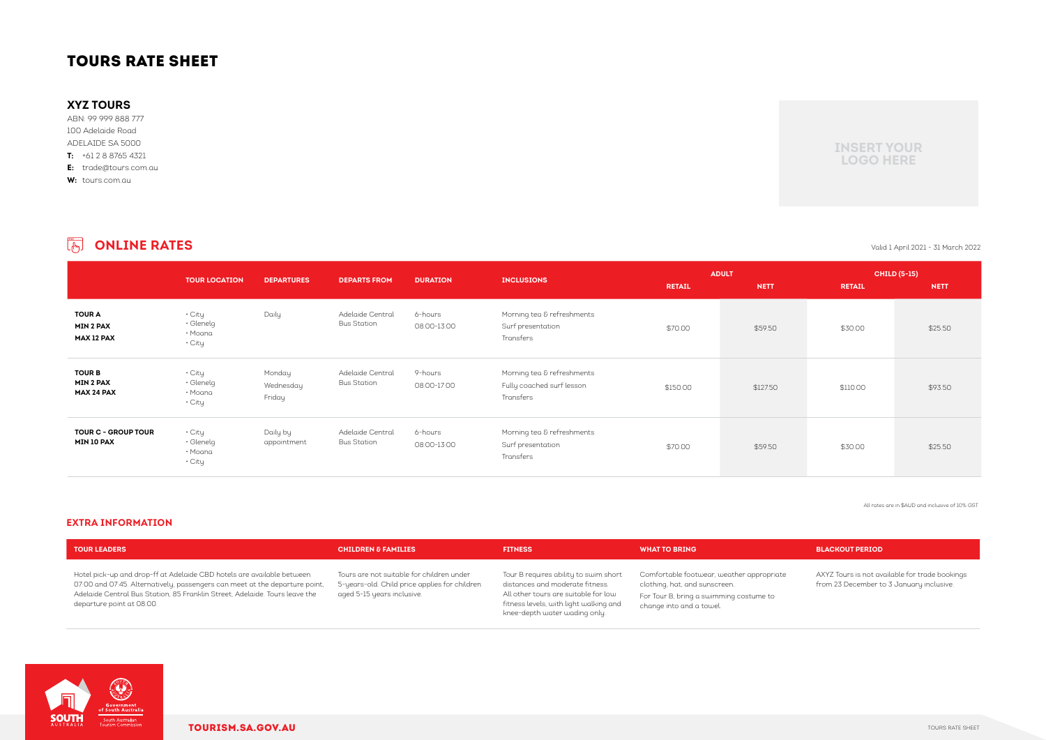# TOURS RATE SHEET

### XYZ TOURS

ABN: 99 999 888 777
100 Adelaide Road
ADELAIDE SA 5000
**T:** +61 2 8 8765 4321
**E:** trade@tours.com.au
**W:** tours.com.au

INSERT YOUR LOGO HERE

## ONLINE RATES

Valid 1 April 2021 - 31 March 2022

| | TOUR LOCATION | DEPARTURES | DEPARTS FROM | DURATION | INCLUSIONS | ADULT | | CHILD (5-15) | |
|---|---|---|---|---|---|---|---|---|---|
| | | | | | | RETAIL | NETT | RETAIL | NETT |
| **TOUR A**<br>**MIN 2 PAX**<br>**MAX 12 PAX** | • City<br>• Glenelg<br>• Moana<br>• City | Daily | Adelaide Central Bus Station | 6-hours<br>08:00-13:00 | Morning tea & refreshments<br>Surf presentation<br>Transfers | $70.00 | $59.50 | $30.00 | $25.50 |
| **TOUR B**<br>**MIN 2 PAX**<br>**MAX 24 PAX** | • City<br>• Glenelg<br>• Moana<br>• City | Monday<br>Wednesday<br>Friday | Adelaide Central Bus Station | 9-hours<br>08:00-17:00 | Morning tea & refreshments<br>Fully coached surf lesson<br>Transfers | $150.00 | $127.50 | $110.00 | $93.50 |
| **TOUR C - GROUP TOUR**<br>**MIN 10 PAX** | • City<br>• Glenelg<br>• Moana<br>• City | Daily by appointment | Adelaide Central Bus Station | 6-hours<br>08:00-13:00 | Morning tea & refreshments<br>Surf presentation<br>Transfers | $70.00 | $59.50 | $30.00 | $25.50 |

All rates are in $AUD and inclusive of 10% GST

## EXTRA INFORMATION

| TOUR LEADERS | CHILDREN & FAMILIES | FITNESS | WHAT TO BRING | BLACKOUT PERIOD |
|---|---|---|---|---|
| Hotel pick-up and drop-ff at Adelaide CBD hotels are available between 07:00 and 07:45. Alternatively, passengers can meet at the departure point, Adelaide Central Bus Station, 85 Franklin Street, Adelaide. Tours leave the departure point at 08:00. | Tours are not suitable for children under 5-years-old. Child price applies for children aged 5-15 years inclusive. | Tour B requires ability to swim short distances and moderate fitness. All other tours are suitable for low fitness levels, with light walking and knee-depth water wading only. | Comfortable footwear, weather appropriate clothing, hat, and sunscreen.<br>For Tour B, bring a swimming costume to change into and a towel. | AXYZ Tours is not available for trade bookings from 23 December to 3 January inclusive. |

SOUTH AUSTRALIA
Government of South Australia
South Australian Tourism Commission

TOURISM.SA.GOV.AU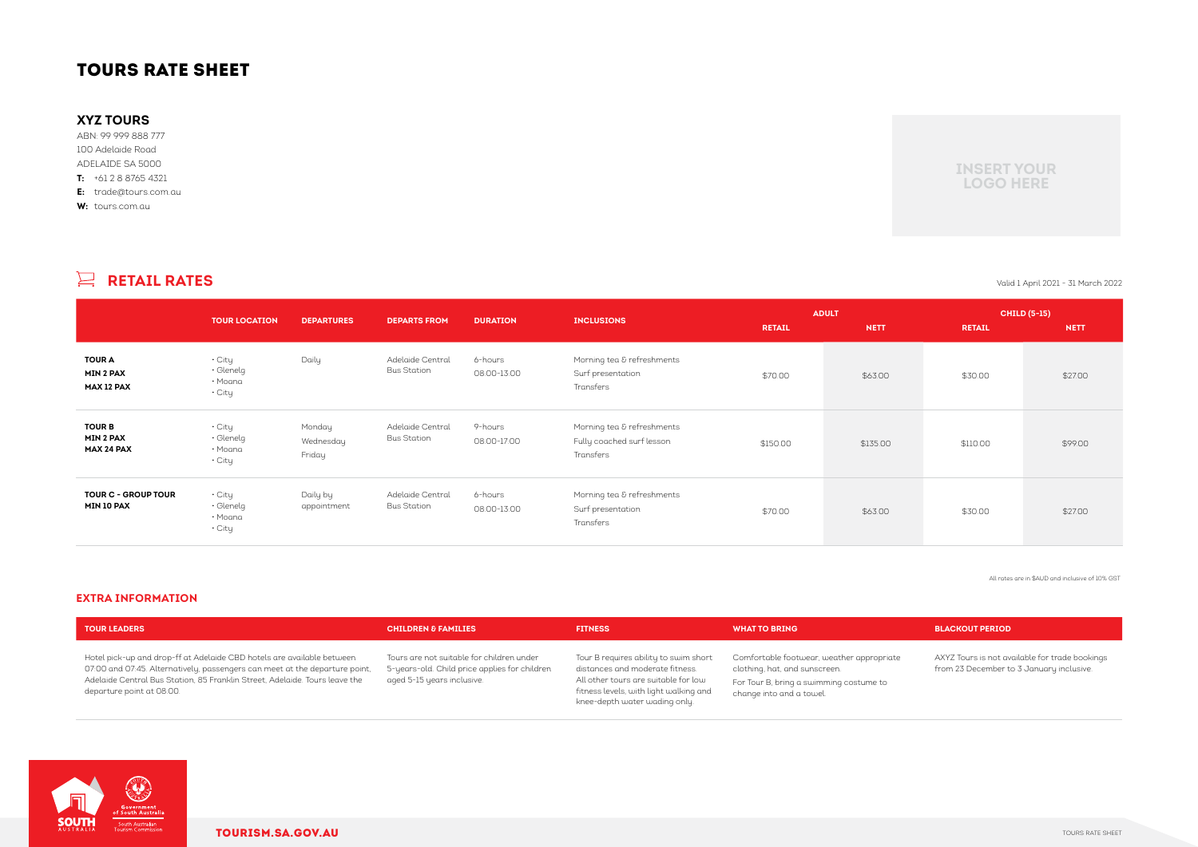# TOURS RATE SHEET

**XYZ TOURS**

ABN: 99 999 888 777
100 Adelaide Road
ADELAIDE SA 5000
**T:** +61 2 8 8765 4321
**E:** trade@tours.com.au
**W:** tours.com.au

INSERT YOUR LOGO HERE

## RETAIL RATES

Valid 1 April 2021 - 31 March 2022

| | TOUR LOCATION | DEPARTURES | DEPARTS FROM | DURATION | INCLUSIONS | ADULT | | CHILD (5-15) | |
|---|---|---|---|---|---|---|---|---|---|
| | | | | | | RETAIL | NETT | RETAIL | NETT |
| **TOUR A MIN 2 PAX MAX 12 PAX** | • City • Glenelg • Moana • City | Daily | Adelaide Central Bus Station | 6-hours 08:00-13:00 | Morning tea & refreshments, Surf presentation, Transfers | $70.00 | $63.00 | $30.00 | $27.00 |
| **TOUR B MIN 2 PAX MAX 24 PAX** | • City • Glenelg • Moana • City | Monday Wednesday Friday | Adelaide Central Bus Station | 9-hours 08:00-17:00 | Morning tea & refreshments, Fully coached surf lesson, Transfers | $150.00 | $135.00 | $110.00 | $99.00 |
| **TOUR C - GROUP TOUR MIN 10 PAX** | • City • Glenelg • Moana • City | Daily by appointment | Adelaide Central Bus Station | 6-hours 08:00-13:00 | Morning tea & refreshments, Surf presentation, Transfers | $70.00 | $63.00 | $30.00 | $27.00 |

All rates are in $AUD and inclusive of 10% GST

## EXTRA INFORMATION

| TOUR LEADERS | CHILDREN & FAMILIES | FITNESS | WHAT TO BRING | BLACKOUT PERIOD |
|---|---|---|---|---|
| Hotel pick-up and drop-ff at Adelaide CBD hotels are available between 07:00 and 07:45. Alternatively, passengers can meet at the departure point, Adelaide Central Bus Station, 85 Franklin Street, Adelaide. Tours leave the departure point at 08:00. | Tours are not suitable for children under 5-years-old. Child price applies for children aged 5-15 years inclusive. | Tour B requires ability to swim short distances and moderate fitness. All other tours are suitable for low fitness levels, with light walking and knee-depth water wading only. | Comfortable footwear, weather appropriate clothing, hat, and sunscreen. For Tour B, bring a swimming costume to change into and a towel. | AXYZ Tours is not available for trade bookings from 23 December to 3 January inclusive. |

SOUTH AUSTRALIA — Government of South Australia, South Australian Tourism Commission

TOURISM.SA.GOV.AU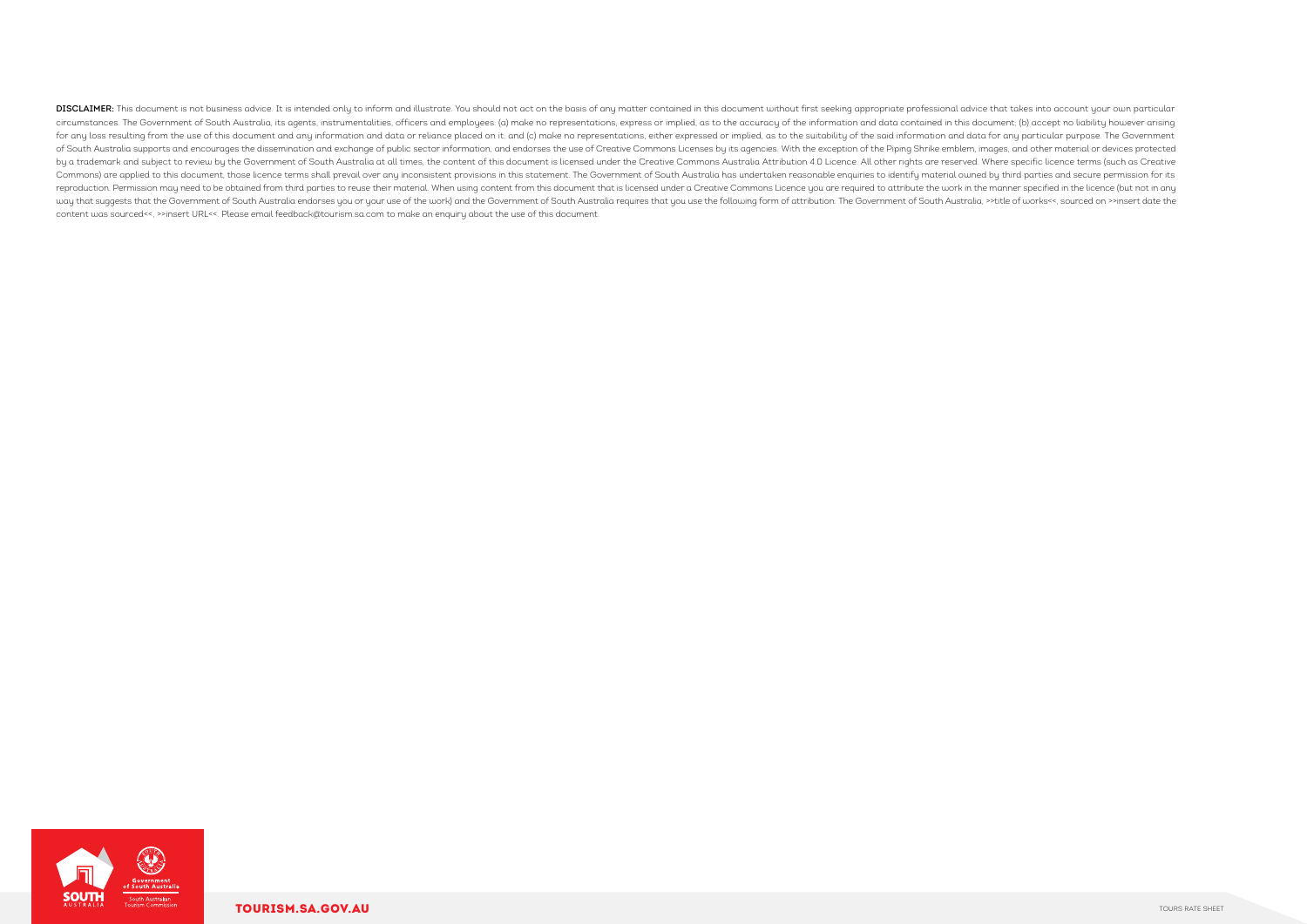**DISCLAIMER:** This document is not business advice. It is intended only to inform and illustrate. You should not act on the basis of any matter contained in this document without first seeking appropriate professional advice that takes into account your own particular circumstances. The Government of South Australia, its agents, instrumentalities, officers and employees: (a) make no representations, express or implied, as to the accuracy of the information and data contained in this document; (b) accept no liability however arising for any loss resulting from the use of this document and any information and data or reliance placed on it; and (c) make no representations, either expressed or implied, as to the suitability of the said information and data for any particular purpose. The Government of South Australia supports and encourages the dissemination and exchange of public sector information, and endorses the use of Creative Commons Licenses by its agencies. With the exception of the Piping Shrike emblem, images, and other material or devices protected by a trademark and subject to review by the Government of South Australia at all times, the content of this document is licensed under the Creative Commons Australia Attribution 4.0 Licence. All other rights are reserved. Where specific licence terms (such as Creative Commons) are applied to this document, those licence terms shall prevail over any inconsistent provisions in this statement. The Government of South Australia has undertaken reasonable enquiries to identify material owned by third parties and secure permission for its reproduction. Permission may need to be obtained from third parties to reuse their material. When using content from this document that is licensed under a Creative Commons Licence you are required to attribute the work in the manner specified in the licence (but not in any way that suggests that the Government of South Australia endorses you or your use of the work) and the Government of South Australia requires that you use the following form of attribution: The Government of South Australia, >>title of works<<, sourced on >>insert date the content was sourced<<, >>insert URL<<. Please email feedback@tourism.sa.com to make an enquiry about the use of this document.

SOUTH AUSTRALIA

Government of South Australia

South Australian Tourism Commission

**TOURISM.SA.GOV.AU**